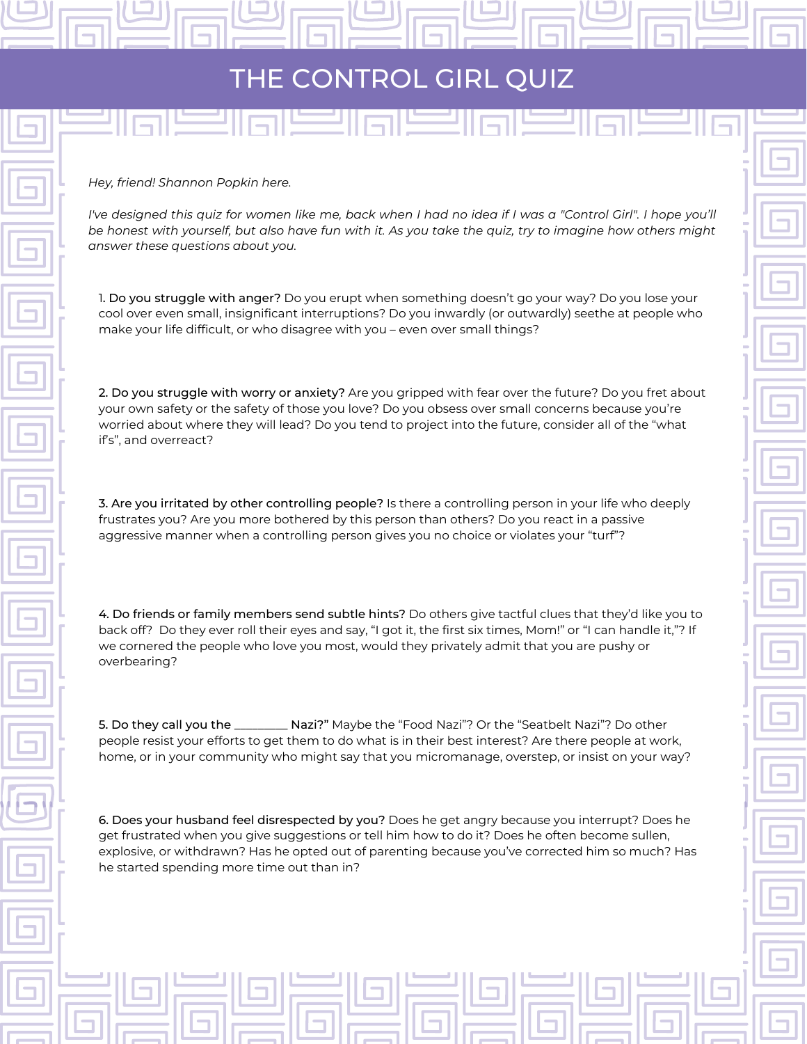# THE CONTROL GIRL QUIZ

*Hey, friend! Shannon Popkin here.*

*I've designed this quiz for women like me, back when I had no idea if I was a "Control Girl". I hope you'll be honest with yourself, but also have fun with it. As you take the quiz, try to imagine how others might answer these questions about you.*

1. **Do you struggle with anger?** Do you erupt when something doesn't go your way? Do you lose your cool over even small, insignificant interruptions? Do you inwardly (or outwardly) seethe at people who make your life difficult, or who disagree with you – even over small things?

2. **Do you struggle with worry or anxiety?** Are you gripped with fear over the future? Do you fret about your own safety or the safety of those you love? Do you obsess over small concerns because you're worried about where they will lead? Do you tend to project into the future, consider all of the "what if's", and overreact?

3. **Are you irritated by other controlling people?** Is there a controlling person in your life who deeply frustrates you? Are you more bothered by this person than others? Do you react in a passive aggressive manner when a controlling person gives you no choice or violates your "turf"?

4. **Do friends or family members send subtle hints?** Do others give tactful clues that they'd like you to back off? Do they ever roll their eyes and say, "I got it, the first six times, Mom!" or "I can handle it,"? If we cornered the people who love you most, would they privately admit that you are pushy or overbearing?

5. **Do they call you the _________ Nazi?"** Maybe the "Food Nazi"? Or the "Seatbelt Nazi"? Do other people resist your efforts to get them to do what is in their best interest? Are there people at work, home, or in your community who might say that you micromanage, overstep, or insist on your way?

6. **Does your husband feel disrespected by you?** Does he get angry because you interrupt? Does he get frustrated when you give suggestions or tell him how to do it? Does he often become sullen, explosive, or withdrawn? Has he opted out of parenting because you've corrected him so much? Has he started spending more time out than in?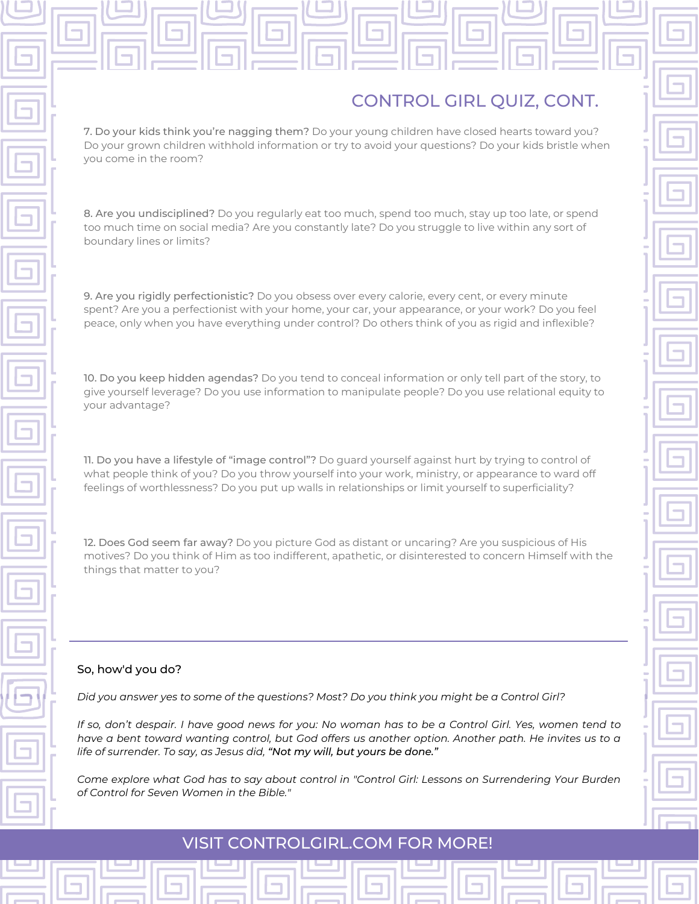## CONTROL GIRL QUIZ, CONT.

**7. Do your kids think you're nagging them?** Do your young children have closed hearts toward you? Do your grown children withhold information or try to avoid your questions? Do your kids bristle when you come in the room?

**8. Are you undisciplined?** Do you regularly eat too much, spend too much, stay up too late, or spend too much time on social media? Are you constantly late? Do you struggle to live within any sort of boundary lines or limits?

**9. Are you rigidly perfectionistic?** Do you obsess over every calorie, every cent, or every minute spent? Are you a perfectionist with your home, your car, your appearance, or your work? Do you feel peace, only when you have everything under control? Do others think of you as rigid and inflexible?

**10. Do you keep hidden agendas?** Do you tend to conceal information or only tell part of the story, to give yourself leverage? Do you use information to manipulate people? Do you use relational equity to your advantage?

**11. Do you have a lifestyle of "image control"?** Do guard yourself against hurt by trying to control of what people think of you? Do you throw yourself into your work, ministry, or appearance to ward off feelings of worthlessness? Do you put up walls in relationships or limit yourself to superficiality?

**12. Does God seem far away?** Do you picture God as distant or uncaring? Are you suspicious of His motives? Do you think of Him as too indifferent, apathetic, or disinterested to concern Himself with the things that matter to you?

---

So, how'd you do?

*Did you answer yes to some of the questions? Most? Do you think you might be a Control Girl?*

*If so, don't despair. I have good news for you: No woman has to be a Control Girl. Yes, women tend to have a bent toward wanting control, but God offers us another option. Another path. He invites us to a life of surrender. To say, as Jesus did,* ***"Not my will, but yours be done."***

*Come explore what God has to say about control in "Control Girl: Lessons on Surrendering Your Burden of Control for Seven Women in the Bible."*

VISIT CONTROLGIRL.COM FOR MORE!